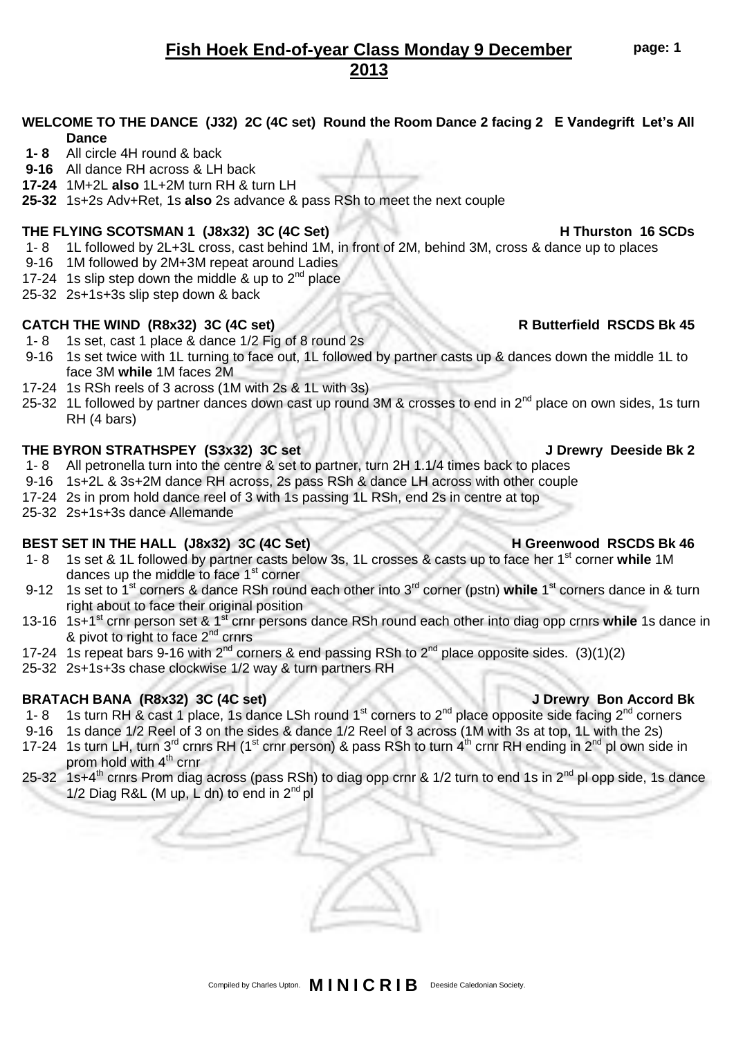# Fish Hoek End-of-year Class Monday 9 December 2013

**WELCOME TO THE DANCE (J32) 2C (4C set) Round the Room Dance 2 facing 2 E Vandegrift Let's All Dance**

- **1- 8** All circle 4H round & back
- **9-16** All dance RH across & LH back
- **17-24** 1M+2L **also** 1L+2M turn RH & turn LH
- **25-32** 1s+2s Adv+Ret, 1s **also** 2s advance & pass RSh to meet the next couple

**THE FLYING SCOTSMAN 1 (J8x32) 3C (4C Set) H Thurston 16 SCDs**

- 1- 8 1L followed by 2L+3L cross, cast behind 1M, in front of 2M, behind 3M, cross & dance up to places
- 9-16 1M followed by 2M+3M repeat around Ladies
- 17-24 1s slip step down the middle & up to 2nd place
- 25-32 2s+1s+3s slip step down & back

**CATCH THE WIND (R8x32) 3C (4C set) R Butterfield RSCDS Bk 45**

- 1- 8 1s set, cast 1 place & dance 1/2 Fig of 8 round 2s
- 9-16 1s set twice with 1L turning to face out, 1L followed by partner casts up & dances down the middle 1L to face 3M **while** 1M faces 2M
- 17-24 1s RSh reels of 3 across (1M with 2s & 1L with 3s)
- 25-32 1L followed by partner dances down cast up round 3M & crosses to end in 2nd place on own sides, 1s turn RH (4 bars)

**THE BYRON STRATHSPEY (S3x32) 3C set J Drewry Deeside Bk 2**

- 1- 8 All petronella turn into the centre & set to partner, turn 2H 1.1/4 times back to places
- 9-16 1s+2L & 3s+2M dance RH across, 2s pass RSh & dance LH across with other couple
- 17-24 2s in prom hold dance reel of 3 with 1s passing 1L RSh, end 2s in centre at top
- 25-32 2s+1s+3s dance Allemande

**BEST SET IN THE HALL (J8x32) 3C (4C Set) H Greenwood RSCDS Bk 46**

- 1- 8 1s set & 1L followed by partner casts below 3s, 1L crosses & casts up to face her 1st corner **while** 1M dances up the middle to face 1st corner
- 9-12 1s set to 1st corners & dance RSh round each other into 3rd corner (pstn) **while** 1st corners dance in & turn right about to face their original position
- 13-16 1s+1st crnr person set & 1st crnr persons dance RSh round each other into diag opp crnrs **while** 1s dance in & pivot to right to face 2nd crnrs
- 17-24 1s repeat bars 9-16 with 2nd corners & end passing RSh to 2nd place opposite sides. (3)(1)(2)
- 25-32 2s+1s+3s chase clockwise 1/2 way & turn partners RH

**BRATACH BANA (R8x32) 3C (4C set) J Drewry Bon Accord Bk**

- 1- 8 1s turn RH & cast 1 place, 1s dance LSh round 1st corners to 2nd place opposite side facing 2nd corners
- 9-16 1s dance 1/2 Reel of 3 on the sides & dance 1/2 Reel of 3 across (1M with 3s at top, 1L with the 2s)
- 17-24 1s turn LH, turn 3rd crnrs RH (1st crnr person) & pass RSh to turn 4th crnr RH ending in 2nd pl own side in prom hold with 4th crnr
- 25-32 1s+4th crnrs Prom diag across (pass RSh) to diag opp crnr & 1/2 turn to end 1s in 2nd pl opp side, 1s dance 1/2 Diag R&L (M up, L dn) to end in 2nd pl

Compiled by Charles Upton. **MINICRIB** Deeside Caledonian Society.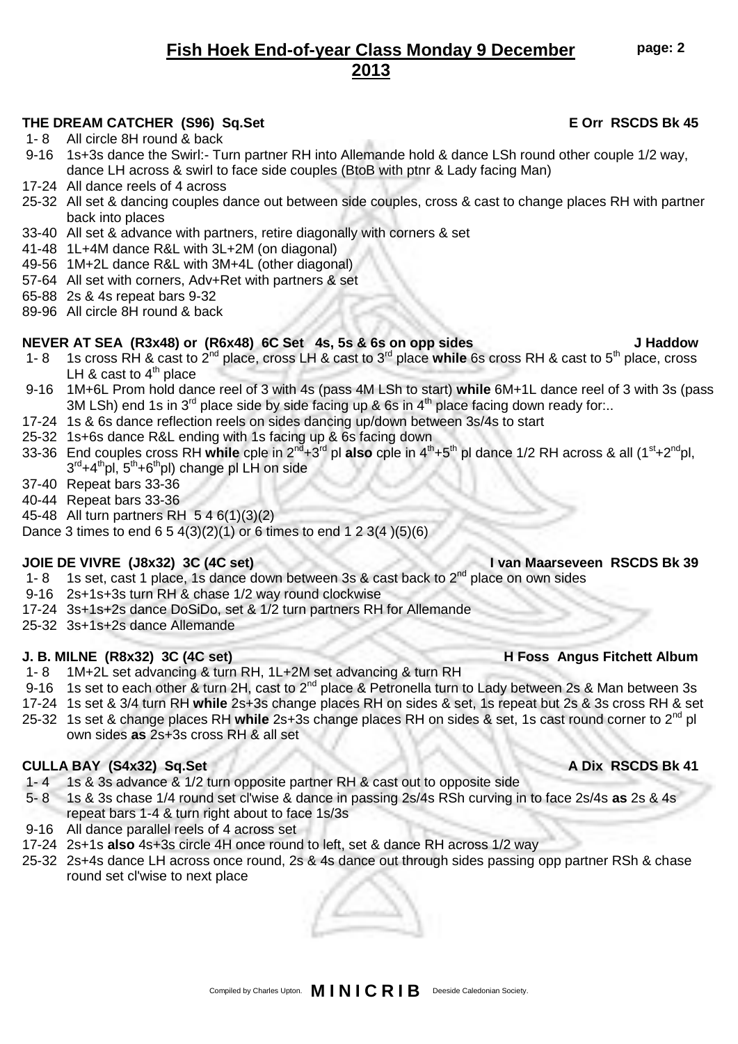# Fish Hoek End-of-year Class Monday 9 December 2013

### THE DREAM CATCHER (S96) Sq.Set — E Orr RSCDS Bk 45

- 1- 8 All circle 8H round & back
- 9-16 1s+3s dance the Swirl:- Turn partner RH into Allemande hold & dance LSh round other couple 1/2 way, dance LH across & swirl to face side couples (BtoB with ptnr & Lady facing Man)
- 17-24 All dance reels of 4 across
- 25-32 All set & dancing couples dance out between side couples, cross & cast to change places RH with partner back into places
- 33-40 All set & advance with partners, retire diagonally with corners & set
- 41-48 1L+4M dance R&L with 3L+2M (on diagonal)
- 49-56 1M+2L dance R&L with 3M+4L (other diagonal)
- 57-64 All set with corners, Adv+Ret with partners & set
- 65-88 2s & 4s repeat bars 9-32
- 89-96 All circle 8H round & back

### NEVER AT SEA (R3x48) or (R6x48) 6C Set 4s, 5s & 6s on opp sides — J Haddow

- 1- 8 1s cross RH & cast to 2nd place, cross LH & cast to 3rd place **while** 6s cross RH & cast to 5th place, cross LH & cast to 4th place
- 9-16 1M+6L Prom hold dance reel of 3 with 4s (pass 4M LSh to start) **while** 6M+1L dance reel of 3 with 3s (pass 3M LSh) end 1s in 3rd place side by side facing up & 6s in 4th place facing down ready for:..
- 17-24 1s & 6s dance reflection reels on sides dancing up/down between 3s/4s to start
- 25-32 1s+6s dance R&L ending with 1s facing up & 6s facing down
- 33-36 End couples cross RH **while** cple in 2nd+3rd pl **also** cple in 4th+5th pl dance 1/2 RH across & all (1st+2nd pl, 3rd+4th pl, 5th+6th pl) change pl LH on side
- 37-40 Repeat bars 33-36
- 40-44 Repeat bars 33-36
- 45-48 All turn partners RH 5 4 6(1)(3)(2)

Dance 3 times to end 6 5 4(3)(2)(1) or 6 times to end 1 2 3(4 )(5)(6)

### JOIE DE VIVRE (J8x32) 3C (4C set) — I van Maarseveen RSCDS Bk 39

- 1- 8 1s set, cast 1 place, 1s dance down between 3s & cast back to 2nd place on own sides
- 9-16 2s+1s+3s turn RH & chase 1/2 way round clockwise
- 17-24 3s+1s+2s dance DoSiDo, set & 1/2 turn partners RH for Allemande
- 25-32 3s+1s+2s dance Allemande

### J. B. MILNE (R8x32) 3C (4C set) — H Foss Angus Fitchett Album

- 1- 8 1M+2L set advancing & turn RH, 1L+2M set advancing & turn RH
- 9-16 1s set to each other & turn 2H, cast to 2nd place & Petronella turn to Lady between 2s & Man between 3s
- 17-24 1s set & 3/4 turn RH **while** 2s+3s change places RH on sides & set, 1s repeat but 2s & 3s cross RH & set
- 25-32 1s set & change places RH **while** 2s+3s change places RH on sides & set, 1s cast round corner to 2nd pl own sides **as** 2s+3s cross RH & all set

### CULLA BAY (S4x32) Sq.Set — A Dix RSCDS Bk 41

- 1- 4 1s & 3s advance & 1/2 turn opposite partner RH & cast out to opposite side
- 5- 8 1s & 3s chase 1/4 round set cl'wise & dance in passing 2s/4s RSh curving in to face 2s/4s **as** 2s & 4s repeat bars 1-4 & turn right about to face 1s/3s
- 9-16 All dance parallel reels of 4 across set
- 17-24 2s+1s **also** 4s+3s circle 4H once round to left, set & dance RH across 1/2 way
- 25-32 2s+4s dance LH across once round, 2s & 4s dance out through sides passing opp partner RSh & chase round set cl'wise to next place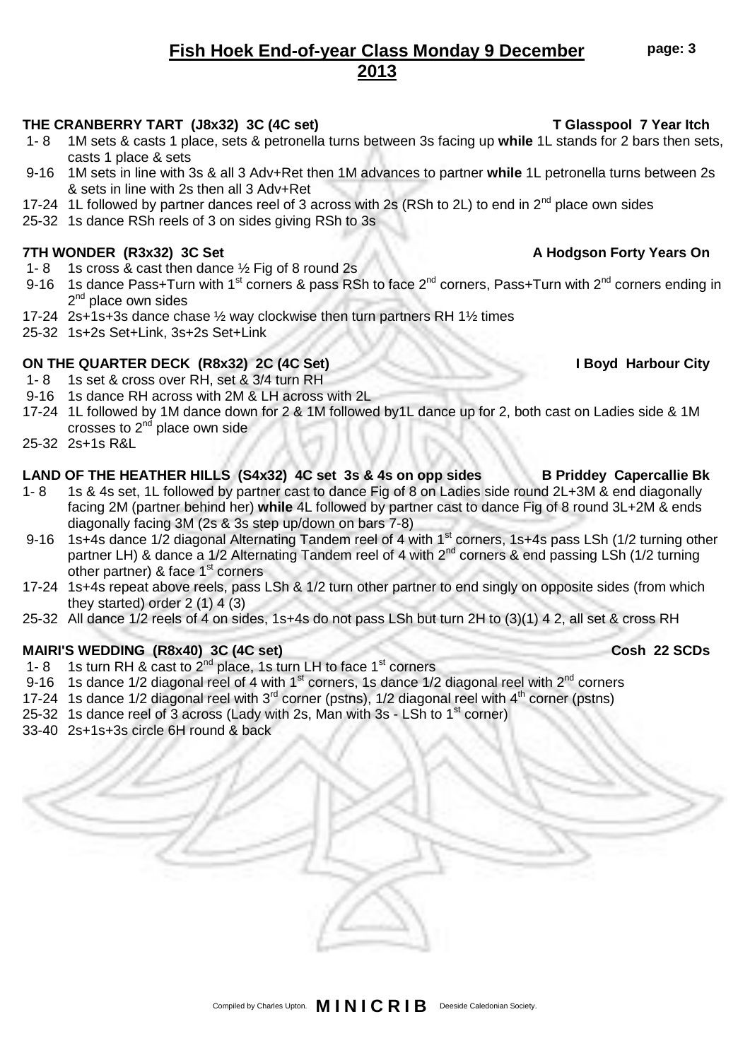# Fish Hoek End-of-year Class Monday 9 December 2013

**THE CRANBERRY TART (J8x32) 3C (4C set)** **T Glasspool 7 Year Itch**

- 1- 8 1M sets & casts 1 place, sets & petronella turns between 3s facing up **while** 1L stands for 2 bars then sets, casts 1 place & sets
- 9-16 1M sets in line with 3s & all 3 Adv+Ret then 1M advances to partner **while** 1L petronella turns between 2s & sets in line with 2s then all 3 Adv+Ret
- 17-24 1L followed by partner dances reel of 3 across with 2s (RSh to 2L) to end in 2nd place own sides
- 25-32 1s dance RSh reels of 3 on sides giving RSh to 3s

**7TH WONDER (R3x32) 3C Set** **A Hodgson Forty Years On**

- 1- 8 1s cross & cast then dance ½ Fig of 8 round 2s
- 9-16 1s dance Pass+Turn with 1st corners & pass RSh to face 2nd corners, Pass+Turn with 2nd corners ending in 2nd place own sides
- 17-24 2s+1s+3s dance chase ½ way clockwise then turn partners RH 1½ times
- 25-32 1s+2s Set+Link, 3s+2s Set+Link

**ON THE QUARTER DECK (R8x32) 2C (4C Set)** **I Boyd Harbour City**

- 1- 8 1s set & cross over RH, set & 3/4 turn RH
- 9-16 1s dance RH across with 2M & LH across with 2L
- 17-24 1L followed by 1M dance down for 2 & 1M followed by1L dance up for 2, both cast on Ladies side & 1M crosses to 2nd place own side
- 25-32 2s+1s R&L

**LAND OF THE HEATHER HILLS (S4x32) 4C set 3s & 4s on opp sides** **B Priddey Capercallie Bk**

- 1- 8 1s & 4s set, 1L followed by partner cast to dance Fig of 8 on Ladies side round 2L+3M & end diagonally facing 2M (partner behind her) **while** 4L followed by partner cast to dance Fig of 8 round 3L+2M & ends diagonally facing 3M (2s & 3s step up/down on bars 7-8)
- 9-16 1s+4s dance 1/2 diagonal Alternating Tandem reel of 4 with 1st corners, 1s+4s pass LSh (1/2 turning other partner LH) & dance a 1/2 Alternating Tandem reel of 4 with 2nd corners & end passing LSh (1/2 turning other partner) & face 1st corners
- 17-24 1s+4s repeat above reels, pass LSh & 1/2 turn other partner to end singly on opposite sides (from which they started) order 2 (1) 4 (3)
- 25-32 All dance 1/2 reels of 4 on sides, 1s+4s do not pass LSh but turn 2H to (3)(1) 4 2, all set & cross RH

**MAIRI'S WEDDING (R8x40) 3C (4C set)** **Cosh 22 SCDs**

- 1- 8 1s turn RH & cast to 2nd place, 1s turn LH to face 1st corners
- 9-16 1s dance 1/2 diagonal reel of 4 with 1st corners, 1s dance 1/2 diagonal reel with 2nd corners
- 17-24 1s dance 1/2 diagonal reel with 3rd corner (pstns), 1/2 diagonal reel with 4th corner (pstns)
- 25-32 1s dance reel of 3 across (Lady with 2s, Man with 3s - LSh to 1st corner)
- 33-40 2s+1s+3s circle 6H round & back